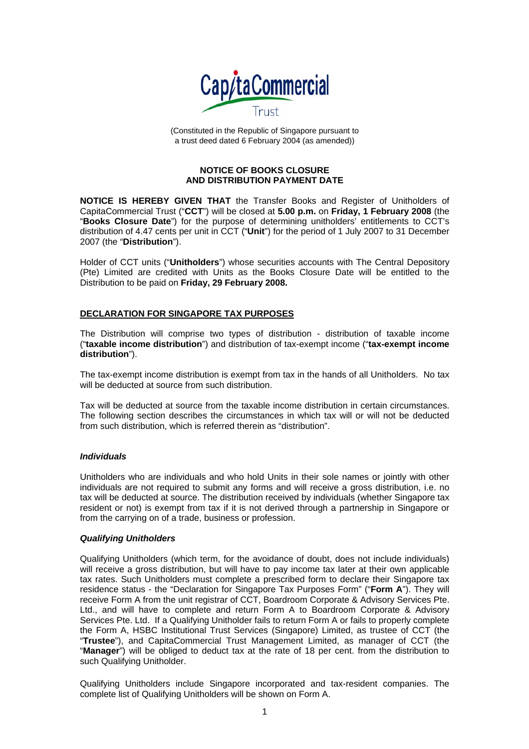CapitaCommercial Trust

(Constituted in the Republic of Singapore pursuant to a trust deed dated 6 February 2004 (as amended))

**NOTICE OF BOOKS CLOSURE AND DISTRIBUTION PAYMENT DATE**

**NOTICE IS HEREBY GIVEN THAT** the Transfer Books and Register of Unitholders of CapitaCommercial Trust ("**CCT**") will be closed at **5.00 p.m.** on **Friday, 1 February 2008** (the "**Books Closure Date**") for the purpose of determining unitholders' entitlements to CCT's distribution of 4.47 cents per unit in CCT ("**Unit**") for the period of 1 July 2007 to 31 December 2007 (the "**Distribution**").

Holder of CCT units ("**Unitholders**") whose securities accounts with The Central Depository (Pte) Limited are credited with Units as the Books Closure Date will be entitled to the Distribution to be paid on **Friday, 29 February 2008.**

## DECLARATION FOR SINGAPORE TAX PURPOSES

The Distribution will comprise two types of distribution - distribution of taxable income ("**taxable income distribution**") and distribution of tax-exempt income ("**tax-exempt income distribution**").

The tax-exempt income distribution is exempt from tax in the hands of all Unitholders. No tax will be deducted at source from such distribution.

Tax will be deducted at source from the taxable income distribution in certain circumstances. The following section describes the circumstances in which tax will or will not be deducted from such distribution, which is referred therein as "distribution".

### *Individuals*

Unitholders who are individuals and who hold Units in their sole names or jointly with other individuals are not required to submit any forms and will receive a gross distribution, i.e. no tax will be deducted at source. The distribution received by individuals (whether Singapore tax resident or not) is exempt from tax if it is not derived through a partnership in Singapore or from the carrying on of a trade, business or profession.

### *Qualifying Unitholders*

Qualifying Unitholders (which term, for the avoidance of doubt, does not include individuals) will receive a gross distribution, but will have to pay income tax later at their own applicable tax rates. Such Unitholders must complete a prescribed form to declare their Singapore tax residence status - the "Declaration for Singapore Tax Purposes Form" ("**Form A**"). They will receive Form A from the unit registrar of CCT, Boardroom Corporate & Advisory Services Pte. Ltd., and will have to complete and return Form A to Boardroom Corporate & Advisory Services Pte. Ltd. If a Qualifying Unitholder fails to return Form A or fails to properly complete the Form A, HSBC Institutional Trust Services (Singapore) Limited, as trustee of CCT (the "**Trustee**"), and CapitaCommercial Trust Management Limited, as manager of CCT (the "**Manager**") will be obliged to deduct tax at the rate of 18 per cent. from the distribution to such Qualifying Unitholder.

Qualifying Unitholders include Singapore incorporated and tax-resident companies. The complete list of Qualifying Unitholders will be shown on Form A.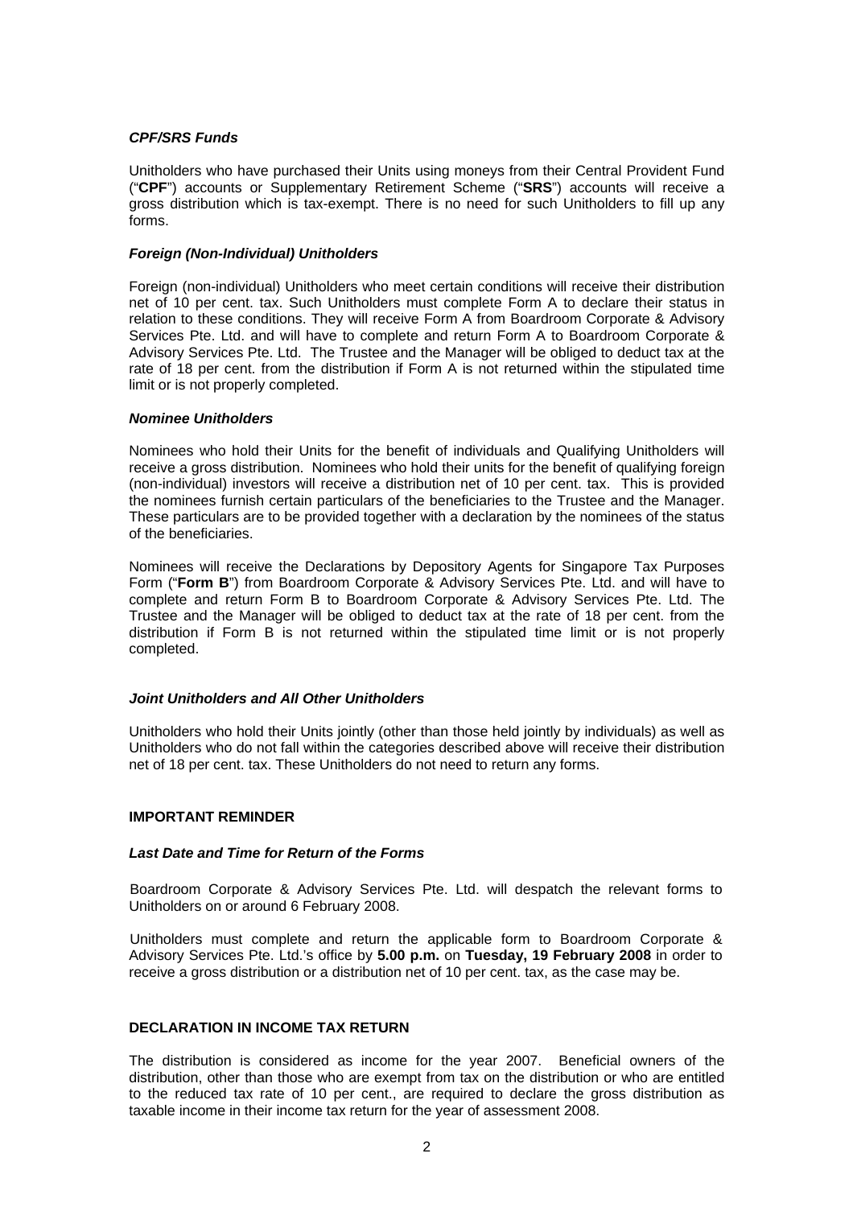***CPF/SRS Funds***

Unitholders who have purchased their Units using moneys from their Central Provident Fund ("**CPF**") accounts or Supplementary Retirement Scheme ("**SRS**") accounts will receive a gross distribution which is tax-exempt. There is no need for such Unitholders to fill up any forms.

***Foreign (Non-Individual) Unitholders***

Foreign (non-individual) Unitholders who meet certain conditions will receive their distribution net of 10 per cent. tax. Such Unitholders must complete Form A to declare their status in relation to these conditions. They will receive Form A from Boardroom Corporate & Advisory Services Pte. Ltd. and will have to complete and return Form A to Boardroom Corporate & Advisory Services Pte. Ltd. The Trustee and the Manager will be obliged to deduct tax at the rate of 18 per cent. from the distribution if Form A is not returned within the stipulated time limit or is not properly completed.

***Nominee Unitholders***

Nominees who hold their Units for the benefit of individuals and Qualifying Unitholders will receive a gross distribution. Nominees who hold their units for the benefit of qualifying foreign (non-individual) investors will receive a distribution net of 10 per cent. tax. This is provided the nominees furnish certain particulars of the beneficiaries to the Trustee and the Manager. These particulars are to be provided together with a declaration by the nominees of the status of the beneficiaries.

Nominees will receive the Declarations by Depository Agents for Singapore Tax Purposes Form ("**Form B**") from Boardroom Corporate & Advisory Services Pte. Ltd. and will have to complete and return Form B to Boardroom Corporate & Advisory Services Pte. Ltd. The Trustee and the Manager will be obliged to deduct tax at the rate of 18 per cent. from the distribution if Form B is not returned within the stipulated time limit or is not properly completed.

***Joint Unitholders and All Other Unitholders***

Unitholders who hold their Units jointly (other than those held jointly by individuals) as well as Unitholders who do not fall within the categories described above will receive their distribution net of 18 per cent. tax. These Unitholders do not need to return any forms.

**IMPORTANT REMINDER**

***Last Date and Time for Return of the Forms***

Boardroom Corporate & Advisory Services Pte. Ltd. will despatch the relevant forms to Unitholders on or around 6 February 2008.

Unitholders must complete and return the applicable form to Boardroom Corporate & Advisory Services Pte. Ltd.'s office by **5.00 p.m.** on **Tuesday, 19 February 2008** in order to receive a gross distribution or a distribution net of 10 per cent. tax, as the case may be.

**DECLARATION IN INCOME TAX RETURN**

The distribution is considered as income for the year 2007. Beneficial owners of the distribution, other than those who are exempt from tax on the distribution or who are entitled to the reduced tax rate of 10 per cent., are required to declare the gross distribution as taxable income in their income tax return for the year of assessment 2008.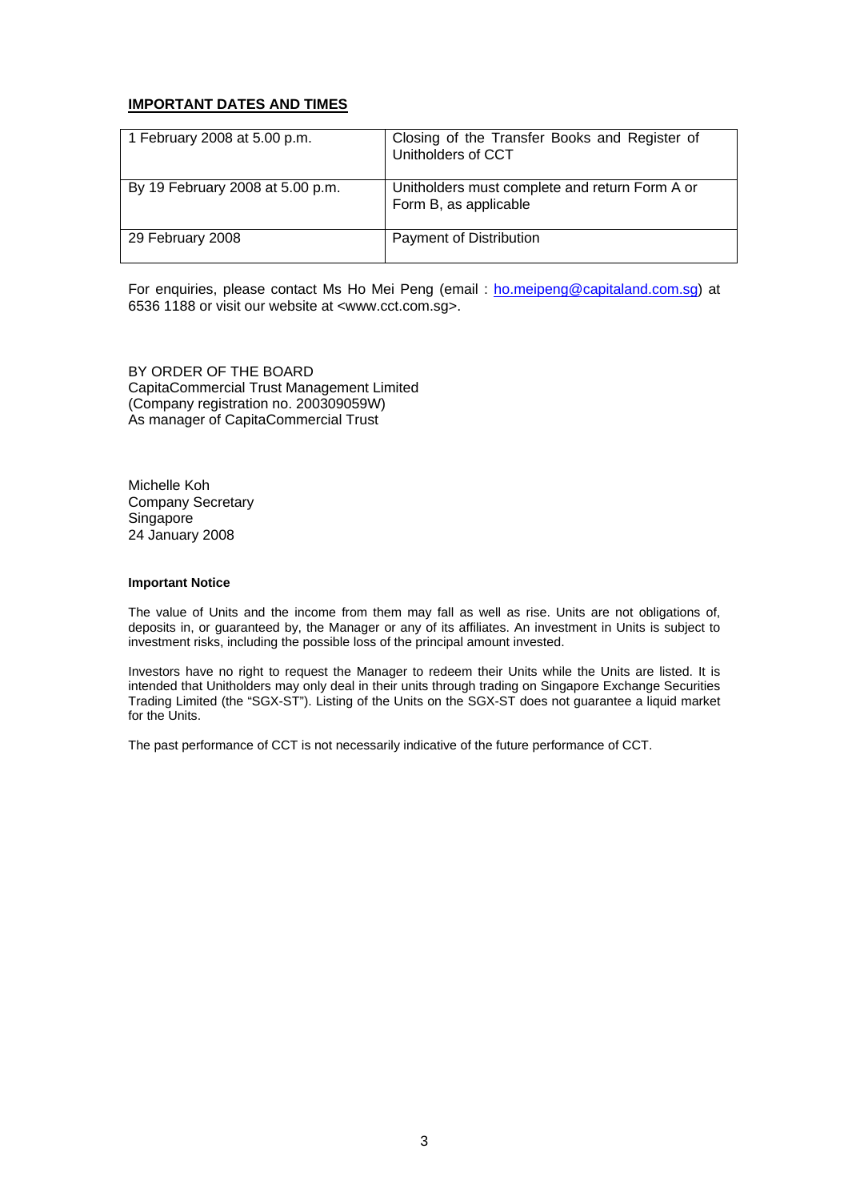## IMPORTANT DATES AND TIMES

| | |
|---|---|
| 1 February 2008 at 5.00 p.m. | Closing of the Transfer Books and Register of Unitholders of CCT |
| By 19 February 2008 at 5.00 p.m. | Unitholders must complete and return Form A or Form B, as applicable |
| 29 February 2008 | Payment of Distribution |

For enquiries, please contact Ms Ho Mei Peng (email : ho.meipeng@capitaland.com.sg) at 6536 1188 or visit our website at <www.cct.com.sg>.

BY ORDER OF THE BOARD
CapitaCommercial Trust Management Limited
(Company registration no. 200309059W)
As manager of CapitaCommercial Trust

Michelle Koh
Company Secretary
Singapore
24 January 2008

**Important Notice**

The value of Units and the income from them may fall as well as rise. Units are not obligations of, deposits in, or guaranteed by, the Manager or any of its affiliates. An investment in Units is subject to investment risks, including the possible loss of the principal amount invested.

Investors have no right to request the Manager to redeem their Units while the Units are listed. It is intended that Unitholders may only deal in their units through trading on Singapore Exchange Securities Trading Limited (the "SGX-ST"). Listing of the Units on the SGX-ST does not guarantee a liquid market for the Units.

The past performance of CCT is not necessarily indicative of the future performance of CCT.